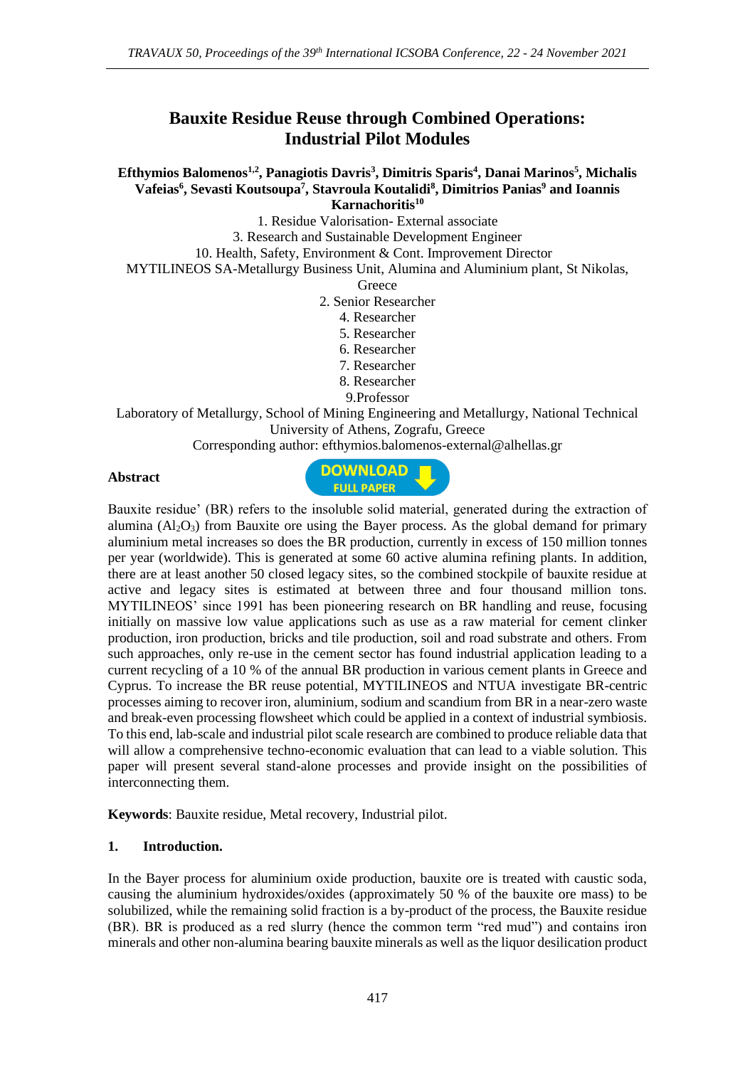# Bauxite Residue Reuse through Combined Operations: Industrial Pilot Modules

**Efthymios Balomenos[1,2], Panagiotis Davris[3], Dimitris Sparis[4], Danai Marinos[5], Michalis Vafeias[6], Sevasti Koutsoupa[7], Stavroula Koutalidi[8], Dimitrios Panias[9] and Ioannis Karnachoritis[10]**

1. Residue Valorisation- External associate
3. Research and Sustainable Development Engineer
10. Health, Safety, Environment & Cont. Improvement Director

MYTILINEOS SA-Metallurgy Business Unit, Alumina and Aluminium plant, St Nikolas, Greece

2. Senior Researcher
4. Researcher
5. Researcher
6. Researcher
7. Researcher
8. Researcher
9. Professor

Laboratory of Metallurgy, School of Mining Engineering and Metallurgy, National Technical University of Athens, Zografu, Greece

Corresponding author: efthymios.balomenos-external@alhellas.gr

**Abstract**

Bauxite residue' (BR) refers to the insoluble solid material, generated during the extraction of alumina ($Al_2O_3$) from Bauxite ore using the Bayer process. As the global demand for primary aluminium metal increases so does the BR production, currently in excess of 150 million tonnes per year (worldwide). This is generated at some 60 active alumina refining plants. In addition, there are at least another 50 closed legacy sites, so the combined stockpile of bauxite residue at active and legacy sites is estimated at between three and four thousand million tons. MYTILINEOS' since 1991 has been pioneering research on BR handling and reuse, focusing initially on massive low value applications such as use as a raw material for cement clinker production, iron production, bricks and tile production, soil and road substrate and others. From such approaches, only re-use in the cement sector has found industrial application leading to a current recycling of a 10 % of the annual BR production in various cement plants in Greece and Cyprus. To increase the BR reuse potential, MYTILINEOS and NTUA investigate BR-centric processes aiming to recover iron, aluminium, sodium and scandium from BR in a near-zero waste and break-even processing flowsheet which could be applied in a context of industrial symbiosis. To this end, lab-scale and industrial pilot scale research are combined to produce reliable data that will allow a comprehensive techno-economic evaluation that can lead to a viable solution. This paper will present several stand-alone processes and provide insight on the possibilities of interconnecting them.

**Keywords**: Bauxite residue, Metal recovery, Industrial pilot.

## 1. Introduction.

In the Bayer process for aluminium oxide production, bauxite ore is treated with caustic soda, causing the aluminium hydroxides/oxides (approximately 50 % of the bauxite ore mass) to be solubilized, while the remaining solid fraction is a by-product of the process, the Bauxite residue (BR). BR is produced as a red slurry (hence the common term "red mud") and contains iron minerals and other non-alumina bearing bauxite minerals as well as the liquor desilication product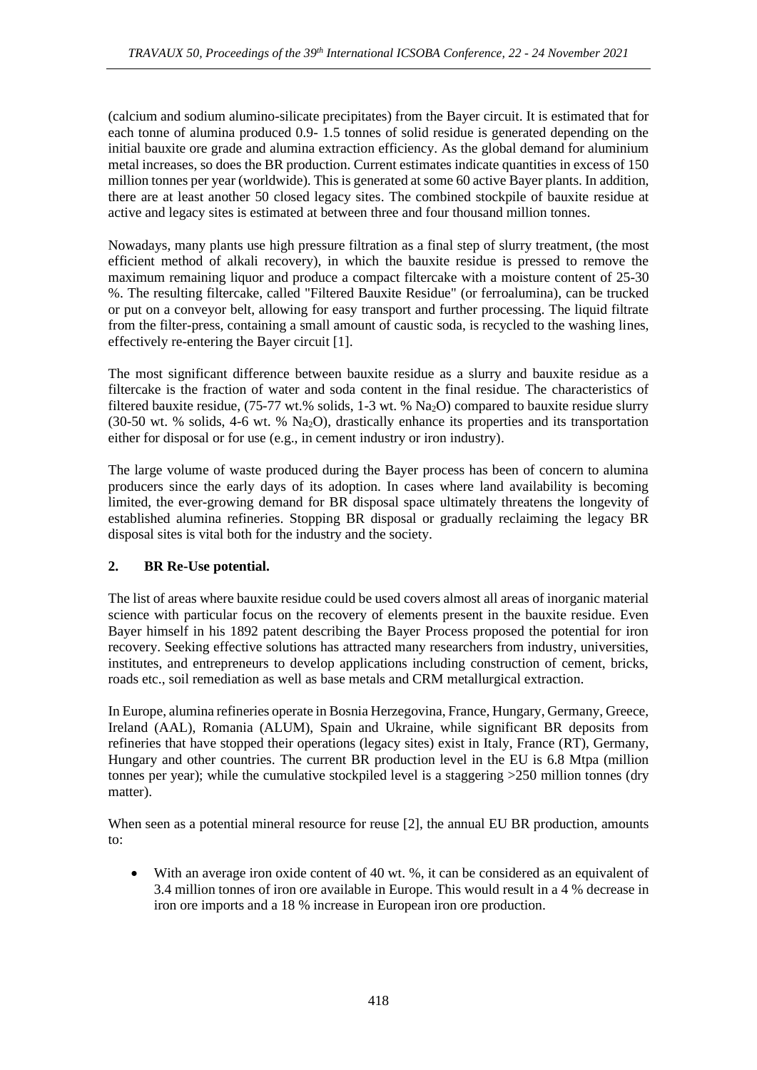(calcium and sodium alumino-silicate precipitates) from the Bayer circuit. It is estimated that for each tonne of alumina produced 0.9- 1.5 tonnes of solid residue is generated depending on the initial bauxite ore grade and alumina extraction efficiency. As the global demand for aluminium metal increases, so does the BR production. Current estimates indicate quantities in excess of 150 million tonnes per year (worldwide). This is generated at some 60 active Bayer plants. In addition, there are at least another 50 closed legacy sites. The combined stockpile of bauxite residue at active and legacy sites is estimated at between three and four thousand million tonnes.

Nowadays, many plants use high pressure filtration as a final step of slurry treatment, (the most efficient method of alkali recovery), in which the bauxite residue is pressed to remove the maximum remaining liquor and produce a compact filtercake with a moisture content of 25-30 %. The resulting filtercake, called "Filtered Bauxite Residue" (or ferroalumina), can be trucked or put on a conveyor belt, allowing for easy transport and further processing. The liquid filtrate from the filter-press, containing a small amount of caustic soda, is recycled to the washing lines, effectively re-entering the Bayer circuit [1].

The most significant difference between bauxite residue as a slurry and bauxite residue as a filtercake is the fraction of water and soda content in the final residue. The characteristics of filtered bauxite residue, (75-77 wt.% solids, 1-3 wt. % $Na_2O$) compared to bauxite residue slurry (30-50 wt. % solids, 4-6 wt. % $Na_2O$), drastically enhance its properties and its transportation either for disposal or for use (e.g., in cement industry or iron industry).

The large volume of waste produced during the Bayer process has been of concern to alumina producers since the early days of its adoption. In cases where land availability is becoming limited, the ever-growing demand for BR disposal space ultimately threatens the longevity of established alumina refineries. Stopping BR disposal or gradually reclaiming the legacy BR disposal sites is vital both for the industry and the society.

## 2. BR Re-Use potential.

The list of areas where bauxite residue could be used covers almost all areas of inorganic material science with particular focus on the recovery of elements present in the bauxite residue. Even Bayer himself in his 1892 patent describing the Bayer Process proposed the potential for iron recovery. Seeking effective solutions has attracted many researchers from industry, universities, institutes, and entrepreneurs to develop applications including construction of cement, bricks, roads etc., soil remediation as well as base metals and CRM metallurgical extraction.

In Europe, alumina refineries operate in Bosnia Herzegovina, France, Hungary, Germany, Greece, Ireland (AAL), Romania (ALUM), Spain and Ukraine, while significant BR deposits from refineries that have stopped their operations (legacy sites) exist in Italy, France (RT), Germany, Hungary and other countries. The current BR production level in the EU is 6.8 Mtpa (million tonnes per year); while the cumulative stockpiled level is a staggering >250 million tonnes (dry matter).

When seen as a potential mineral resource for reuse [2], the annual EU BR production, amounts to:

- With an average iron oxide content of 40 wt. %, it can be considered as an equivalent of 3.4 million tonnes of iron ore available in Europe. This would result in a 4 % decrease in iron ore imports and a 18 % increase in European iron ore production.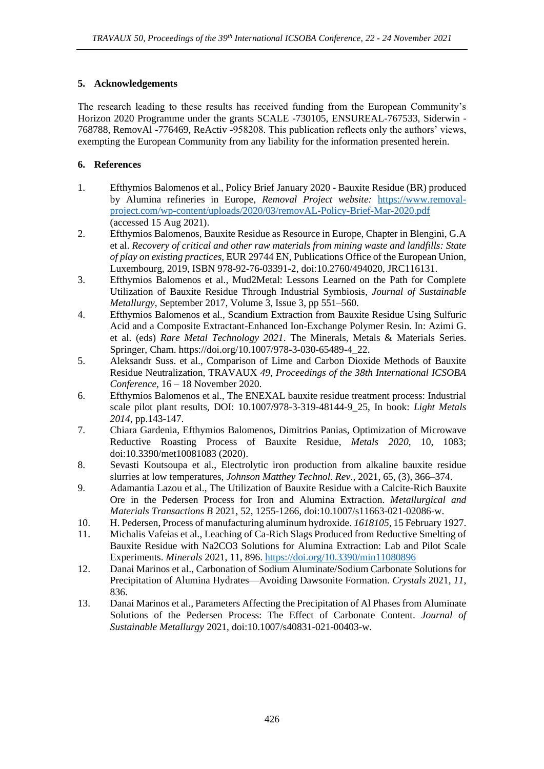## 5. Acknowledgements

The research leading to these results has received funding from the European Community's Horizon 2020 Programme under the grants SCALE -730105, ENSUREAL-767533, Siderwin -768788, RemovAl -776469, ReActiv -958208. This publication reflects only the authors' views, exempting the European Community from any liability for the information presented herein.

## 6. References

1. Efthymios Balomenos et al., Policy Brief January 2020 - Bauxite Residue (BR) produced by Alumina refineries in Europe, *Removal Project website:* https://www.removal-project.com/wp-content/uploads/2020/03/removAL-Policy-Brief-Mar-2020.pdf (accessed 15 Aug 2021).
2. Efthymios Balomenos, Bauxite Residue as Resource in Europe, Chapter in Blengini, G.A et al. *Recovery of critical and other raw materials from mining waste and landfills: State of play on existing practices*, EUR 29744 EN, Publications Office of the European Union, Luxembourg, 2019, ISBN 978-92-76-03391-2, doi:10.2760/494020, JRC116131.
3. Efthymios Balomenos et al., Mud2Metal: Lessons Learned on the Path for Complete Utilization of Bauxite Residue Through Industrial Symbiosis, *Journal of Sustainable Metallurgy*, September 2017, Volume 3, Issue 3, pp 551–560.
4. Efthymios Balomenos et al., Scandium Extraction from Bauxite Residue Using Sulfuric Acid and a Composite Extractant-Enhanced Ion-Exchange Polymer Resin. In: Azimi G. et al. (eds) *Rare Metal Technology 2021*. The Minerals, Metals & Materials Series. Springer, Cham. https://doi.org/10.1007/978-3-030-65489-4_22.
5. Aleksandr Suss. et al., Comparison of Lime and Carbon Dioxide Methods of Bauxite Residue Neutralization, TRAVAUX *49, Proceedings of the 38th International ICSOBA Conference*, 16 – 18 November 2020.
6. Efthymios Balomenos et al., The ENEXAL bauxite residue treatment process: Industrial scale pilot plant results, DOI: 10.1007/978-3-319-48144-9_25, In book: *Light Metals 2014*, pp.143-147.
7. Chiara Gardenia, Efthymios Balomenos, Dimitrios Panias, Optimization of Microwave Reductive Roasting Process of Bauxite Residue, *Metals 2020*, 10, 1083; doi:10.3390/met10081083 (2020).
8. Sevasti Koutsoupa et al., Electrolytic iron production from alkaline bauxite residue slurries at low temperatures, *Johnson Matthey Technol. Rev*., 2021, 65, (3), 366–374.
9. Adamantia Lazou et al., The Utilization of Bauxite Residue with a Calcite-Rich Bauxite Ore in the Pedersen Process for Iron and Alumina Extraction. *Metallurgical and Materials Transactions B* 2021, 52, 1255-1266, doi:10.1007/s11663-021-02086-w.
10. H. Pedersen, Process of manufacturing aluminum hydroxide. *1618105*, 15 February 1927.
11. Michalis Vafeias et al., Leaching of Ca-Rich Slags Produced from Reductive Smelting of Bauxite Residue with Na2CO3 Solutions for Alumina Extraction: Lab and Pilot Scale Experiments. *Minerals* 2021, 11, 896. https://doi.org/10.3390/min11080896
12. Danai Marinos et al., Carbonation of Sodium Aluminate/Sodium Carbonate Solutions for Precipitation of Alumina Hydrates—Avoiding Dawsonite Formation. *Crystals* 2021, *11*, 836.
13. Danai Marinos et al., Parameters Affecting the Precipitation of Al Phases from Aluminate Solutions of the Pedersen Process: The Effect of Carbonate Content. *Journal of Sustainable Metallurgy* 2021, doi:10.1007/s40831-021-00403-w.